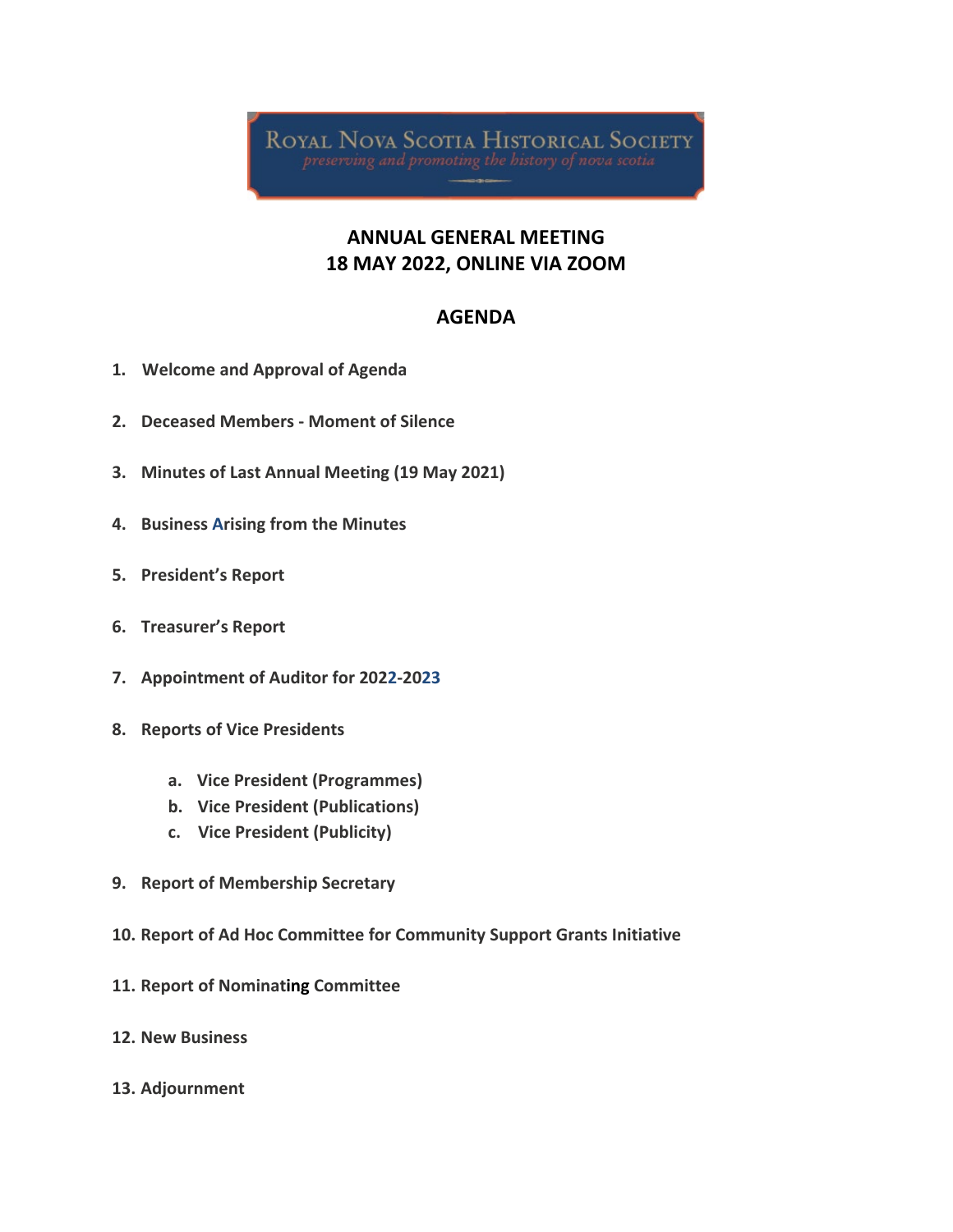ROYAL NOVA SCOTIA HISTORICAL SOCIETY

*preserving and promoting the history of nova scotia*

# ANNUAL GENERAL MEETING
# 18 MAY 2022, ONLINE VIA ZOOM

## AGENDA

1. **Welcome and Approval of Agenda**
2. **Deceased Members - Moment of Silence**
3. **Minutes of Last Annual Meeting (19 May 2021)**
4. **Business Arising from the Minutes**
5. **President's Report**
6. **Treasurer's Report**
7. **Appointment of Auditor for 2022-2023**
8. **Reports of Vice Presidents**
   - a. **Vice President (Programmes)**
   - b. **Vice President (Publications)**
   - c. **Vice President (Publicity)**
9. **Report of Membership Secretary**
10. **Report of Ad Hoc Committee for Community Support Grants Initiative**
11. **Report of Nominating Committee**
12. **New Business**
13. **Adjournment**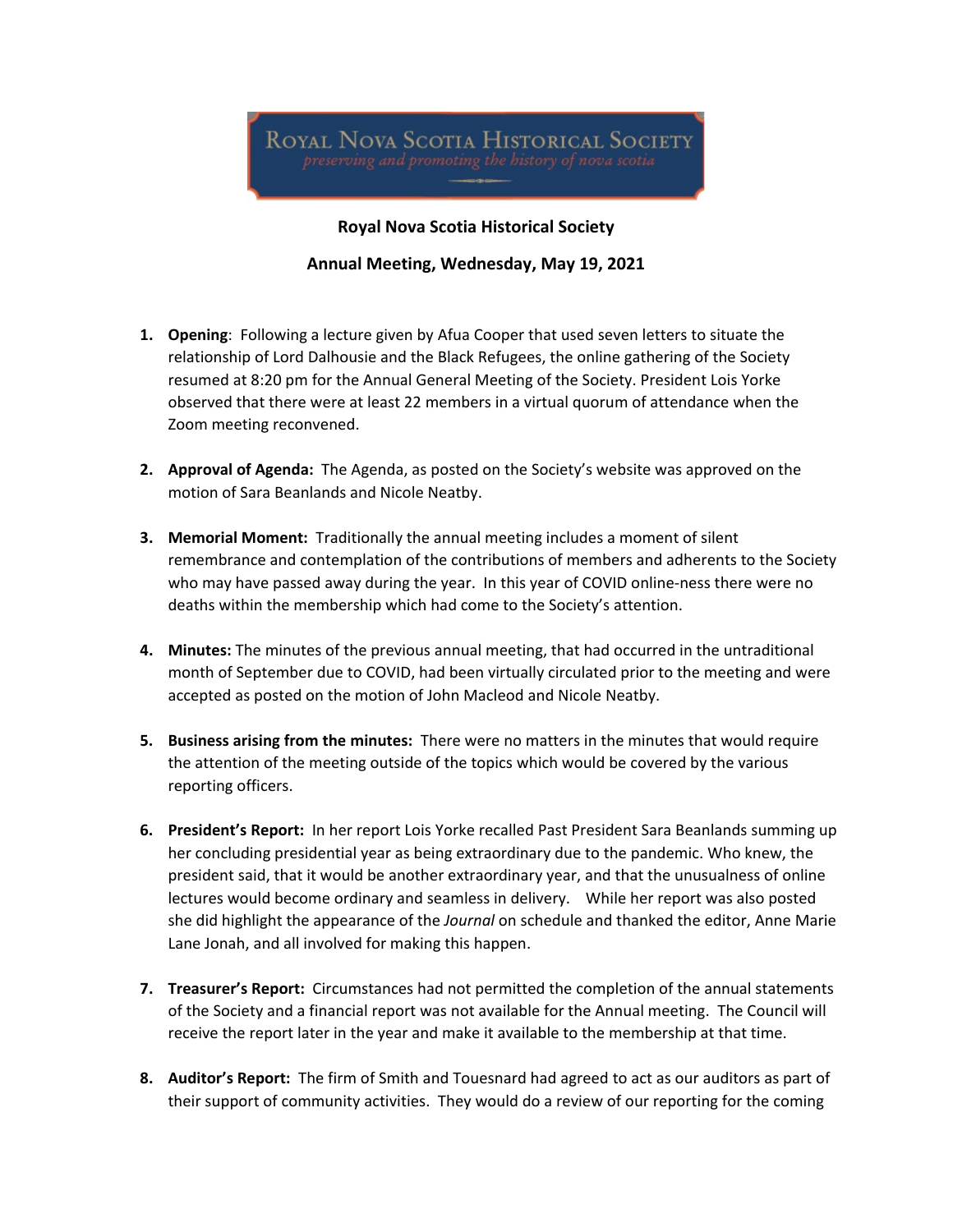ROYAL NOVA SCOTIA HISTORICAL SOCIETY
*preserving and promoting the history of nova scotia*

**Royal Nova Scotia Historical Society**

**Annual Meeting, Wednesday, May 19, 2021**

1. **Opening**: Following a lecture given by Afua Cooper that used seven letters to situate the relationship of Lord Dalhousie and the Black Refugees, the online gathering of the Society resumed at 8:20 pm for the Annual General Meeting of the Society. President Lois Yorke observed that there were at least 22 members in a virtual quorum of attendance when the Zoom meeting reconvened.

2. **Approval of Agenda:** The Agenda, as posted on the Society's website was approved on the motion of Sara Beanlands and Nicole Neatby.

3. **Memorial Moment:** Traditionally the annual meeting includes a moment of silent remembrance and contemplation of the contributions of members and adherents to the Society who may have passed away during the year. In this year of COVID online-ness there were no deaths within the membership which had come to the Society's attention.

4. **Minutes:** The minutes of the previous annual meeting, that had occurred in the untraditional month of September due to COVID, had been virtually circulated prior to the meeting and were accepted as posted on the motion of John Macleod and Nicole Neatby.

5. **Business arising from the minutes:** There were no matters in the minutes that would require the attention of the meeting outside of the topics which would be covered by the various reporting officers.

6. **President's Report:** In her report Lois Yorke recalled Past President Sara Beanlands summing up her concluding presidential year as being extraordinary due to the pandemic. Who knew, the president said, that it would be another extraordinary year, and that the unusualness of online lectures would become ordinary and seamless in delivery. While her report was also posted she did highlight the appearance of the *Journal* on schedule and thanked the editor, Anne Marie Lane Jonah, and all involved for making this happen.

7. **Treasurer's Report:** Circumstances had not permitted the completion of the annual statements of the Society and a financial report was not available for the Annual meeting. The Council will receive the report later in the year and make it available to the membership at that time.

8. **Auditor's Report:** The firm of Smith and Touesnard had agreed to act as our auditors as part of their support of community activities. They would do a review of our reporting for the coming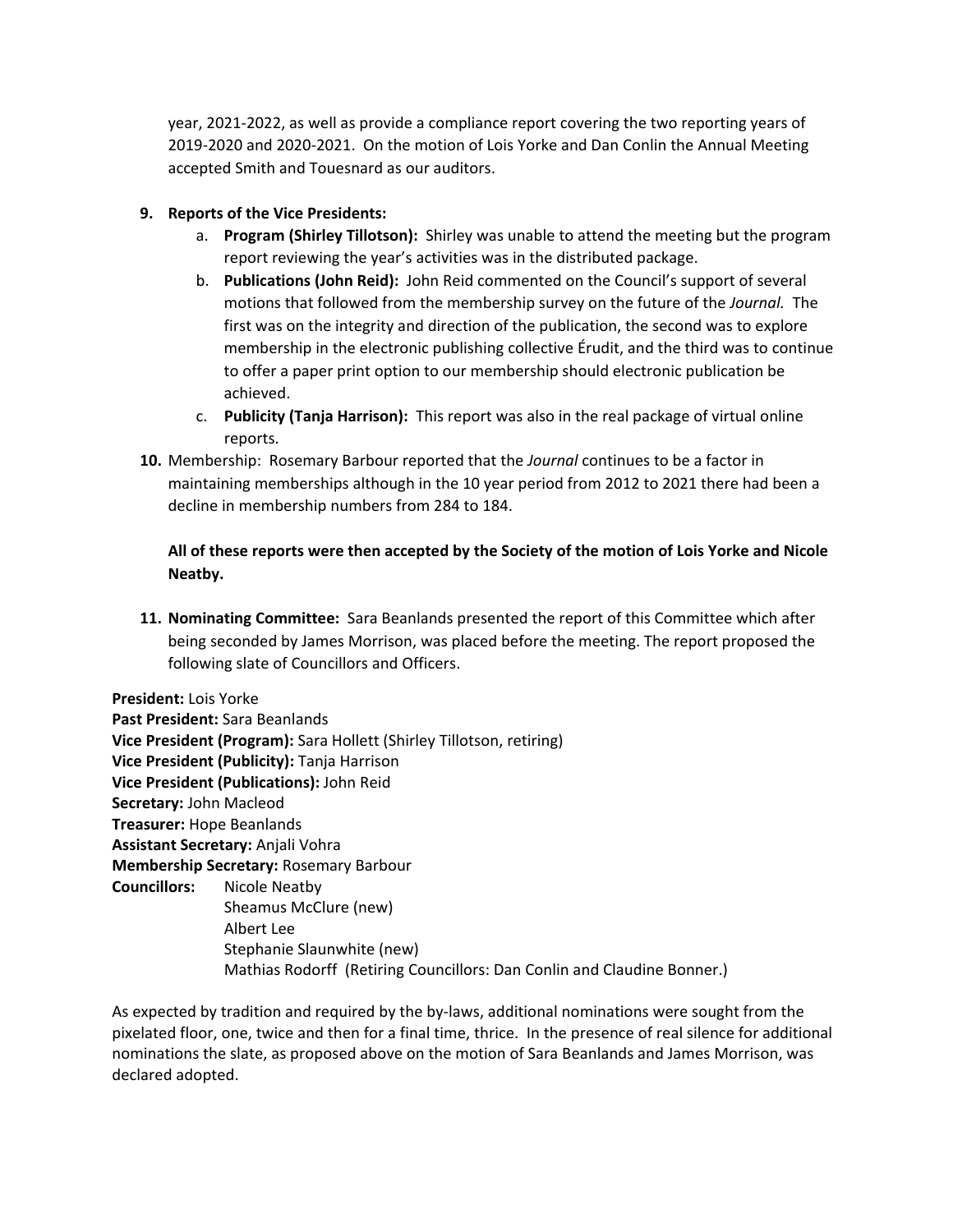year, 2021-2022, as well as provide a compliance report covering the two reporting years of 2019-2020 and 2020-2021. On the motion of Lois Yorke and Dan Conlin the Annual Meeting accepted Smith and Touesnard as our auditors.

9. **Reports of the Vice Presidents:**
   a. **Program (Shirley Tillotson):** Shirley was unable to attend the meeting but the program report reviewing the year's activities was in the distributed package.
   b. **Publications (John Reid):** John Reid commented on the Council's support of several motions that followed from the membership survey on the future of the *Journal.* The first was on the integrity and direction of the publication, the second was to explore membership in the electronic publishing collective Érudit, and the third was to continue to offer a paper print option to our membership should electronic publication be achieved.
   c. **Publicity (Tanja Harrison):** This report was also in the real package of virtual online reports.
10. Membership: Rosemary Barbour reported that the *Journal* continues to be a factor in maintaining memberships although in the 10 year period from 2012 to 2021 there had been a decline in membership numbers from 284 to 184.

**All of these reports were then accepted by the Society of the motion of Lois Yorke and Nicole Neatby.**

11. **Nominating Committee:** Sara Beanlands presented the report of this Committee which after being seconded by James Morrison, was placed before the meeting. The report proposed the following slate of Councillors and Officers.

**President:** Lois Yorke
**Past President:** Sara Beanlands
**Vice President (Program):** Sara Hollett (Shirley Tillotson, retiring)
**Vice President (Publicity):** Tanja Harrison
**Vice President (Publications):** John Reid
**Secretary:** John Macleod
**Treasurer:** Hope Beanlands
**Assistant Secretary:** Anjali Vohra
**Membership Secretary:** Rosemary Barbour
**Councillors:** Nicole Neatby
Sheamus McClure (new)
Albert Lee
Stephanie Slaunwhite (new)
Mathias Rodorff (Retiring Councillors: Dan Conlin and Claudine Bonner.)

As expected by tradition and required by the by-laws, additional nominations were sought from the pixelated floor, one, twice and then for a final time, thrice. In the presence of real silence for additional nominations the slate, as proposed above on the motion of Sara Beanlands and James Morrison, was declared adopted.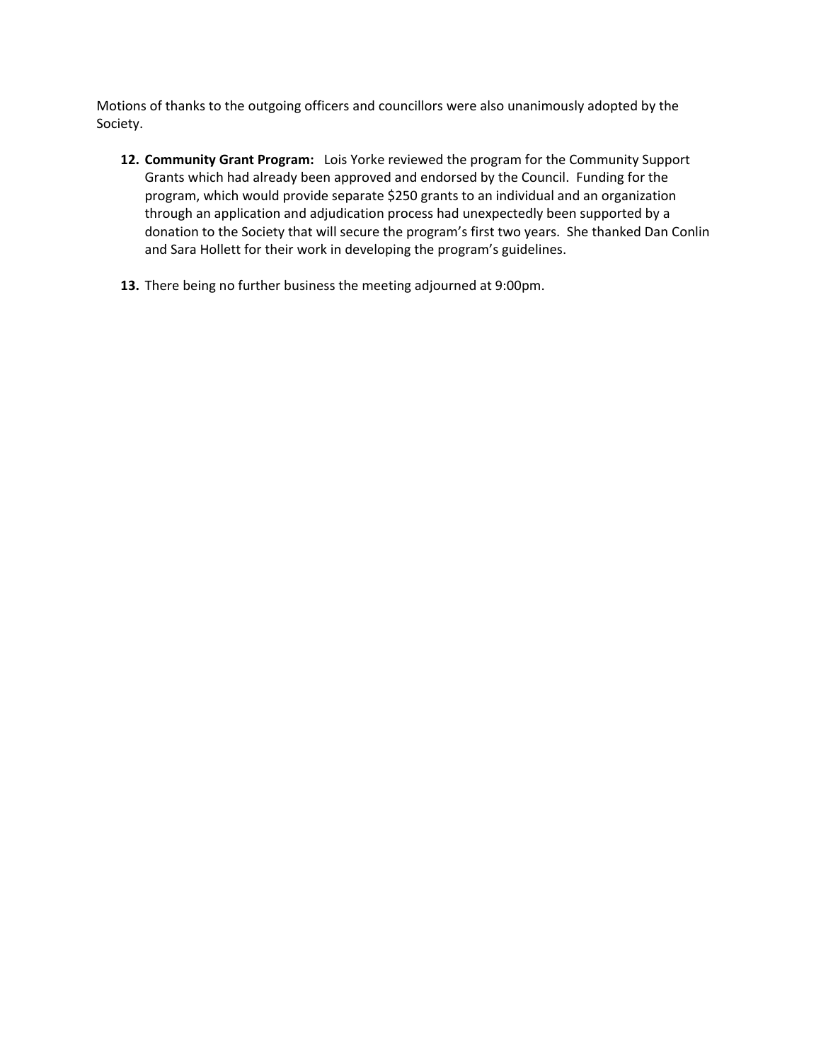Motions of thanks to the outgoing officers and councillors were also unanimously adopted by the Society.

12. **Community Grant Program:** Lois Yorke reviewed the program for the Community Support Grants which had already been approved and endorsed by the Council. Funding for the program, which would provide separate $250 grants to an individual and an organization through an application and adjudication process had unexpectedly been supported by a donation to the Society that will secure the program's first two years. She thanked Dan Conlin and Sara Hollett for their work in developing the program's guidelines.

13. There being no further business the meeting adjourned at 9:00pm.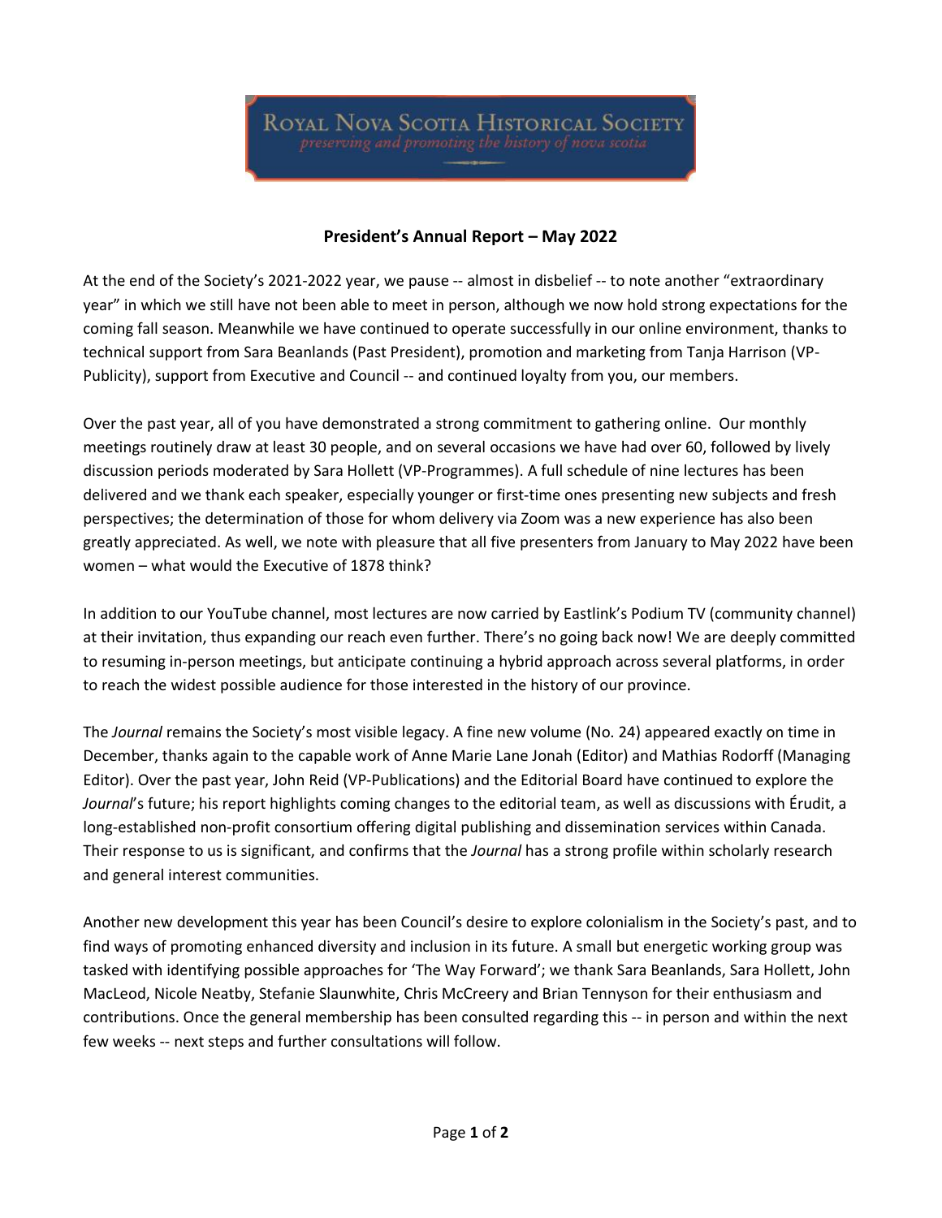ROYAL NOVA SCOTIA HISTORICAL SOCIETY

*preserving and promoting the history of nova scotia*

## President's Annual Report – May 2022

At the end of the Society's 2021-2022 year, we pause -- almost in disbelief -- to note another "extraordinary year" in which we still have not been able to meet in person, although we now hold strong expectations for the coming fall season. Meanwhile we have continued to operate successfully in our online environment, thanks to technical support from Sara Beanlands (Past President), promotion and marketing from Tanja Harrison (VP-Publicity), support from Executive and Council -- and continued loyalty from you, our members.

Over the past year, all of you have demonstrated a strong commitment to gathering online. Our monthly meetings routinely draw at least 30 people, and on several occasions we have had over 60, followed by lively discussion periods moderated by Sara Hollett (VP-Programmes). A full schedule of nine lectures has been delivered and we thank each speaker, especially younger or first-time ones presenting new subjects and fresh perspectives; the determination of those for whom delivery via Zoom was a new experience has also been greatly appreciated. As well, we note with pleasure that all five presenters from January to May 2022 have been women – what would the Executive of 1878 think?

In addition to our YouTube channel, most lectures are now carried by Eastlink's Podium TV (community channel) at their invitation, thus expanding our reach even further. There's no going back now! We are deeply committed to resuming in-person meetings, but anticipate continuing a hybrid approach across several platforms, in order to reach the widest possible audience for those interested in the history of our province.

The *Journal* remains the Society's most visible legacy. A fine new volume (No. 24) appeared exactly on time in December, thanks again to the capable work of Anne Marie Lane Jonah (Editor) and Mathias Rodorff (Managing Editor). Over the past year, John Reid (VP-Publications) and the Editorial Board have continued to explore the *Journal*'s future; his report highlights coming changes to the editorial team, as well as discussions with Érudit, a long-established non-profit consortium offering digital publishing and dissemination services within Canada. Their response to us is significant, and confirms that the *Journal* has a strong profile within scholarly research and general interest communities.

Another new development this year has been Council's desire to explore colonialism in the Society's past, and to find ways of promoting enhanced diversity and inclusion in its future. A small but energetic working group was tasked with identifying possible approaches for 'The Way Forward'; we thank Sara Beanlands, Sara Hollett, John MacLeod, Nicole Neatby, Stefanie Slaunwhite, Chris McCreery and Brian Tennyson for their enthusiasm and contributions. Once the general membership has been consulted regarding this -- in person and within the next few weeks -- next steps and further consultations will follow.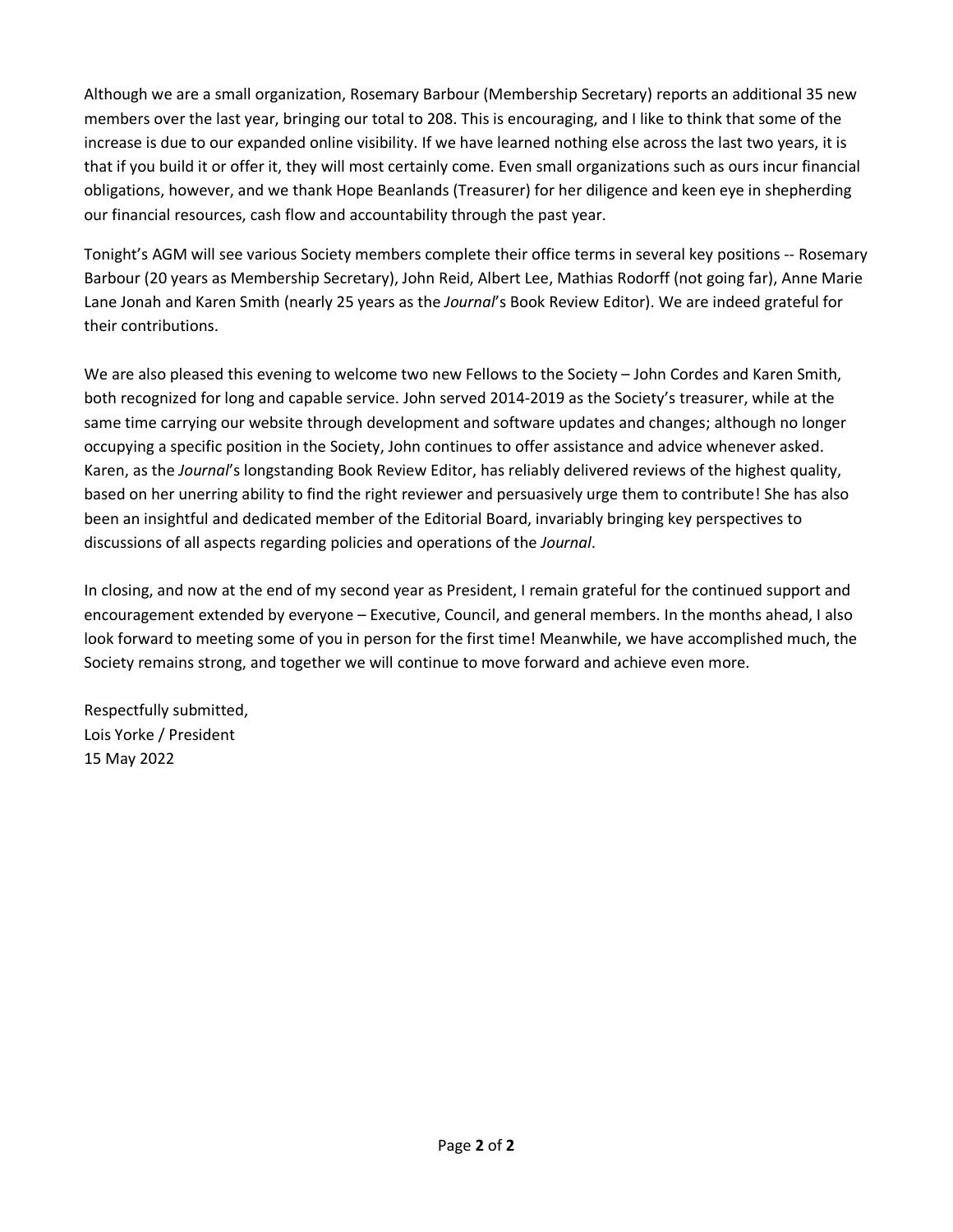Although we are a small organization, Rosemary Barbour (Membership Secretary) reports an additional 35 new members over the last year, bringing our total to 208. This is encouraging, and I like to think that some of the increase is due to our expanded online visibility. If we have learned nothing else across the last two years, it is that if you build it or offer it, they will most certainly come. Even small organizations such as ours incur financial obligations, however, and we thank Hope Beanlands (Treasurer) for her diligence and keen eye in shepherding our financial resources, cash flow and accountability through the past year.

Tonight's AGM will see various Society members complete their office terms in several key positions -- Rosemary Barbour (20 years as Membership Secretary), John Reid, Albert Lee, Mathias Rodorff (not going far), Anne Marie Lane Jonah and Karen Smith (nearly 25 years as the *Journal*'s Book Review Editor). We are indeed grateful for their contributions.

We are also pleased this evening to welcome two new Fellows to the Society – John Cordes and Karen Smith, both recognized for long and capable service. John served 2014-2019 as the Society's treasurer, while at the same time carrying our website through development and software updates and changes; although no longer occupying a specific position in the Society, John continues to offer assistance and advice whenever asked. Karen, as the *Journal*'s longstanding Book Review Editor, has reliably delivered reviews of the highest quality, based on her unerring ability to find the right reviewer and persuasively urge them to contribute! She has also been an insightful and dedicated member of the Editorial Board, invariably bringing key perspectives to discussions of all aspects regarding policies and operations of the *Journal*.

In closing, and now at the end of my second year as President, I remain grateful for the continued support and encouragement extended by everyone – Executive, Council, and general members. In the months ahead, I also look forward to meeting some of you in person for the first time! Meanwhile, we have accomplished much, the Society remains strong, and together we will continue to move forward and achieve even more.

Respectfully submitted,
Lois Yorke / President
15 May 2022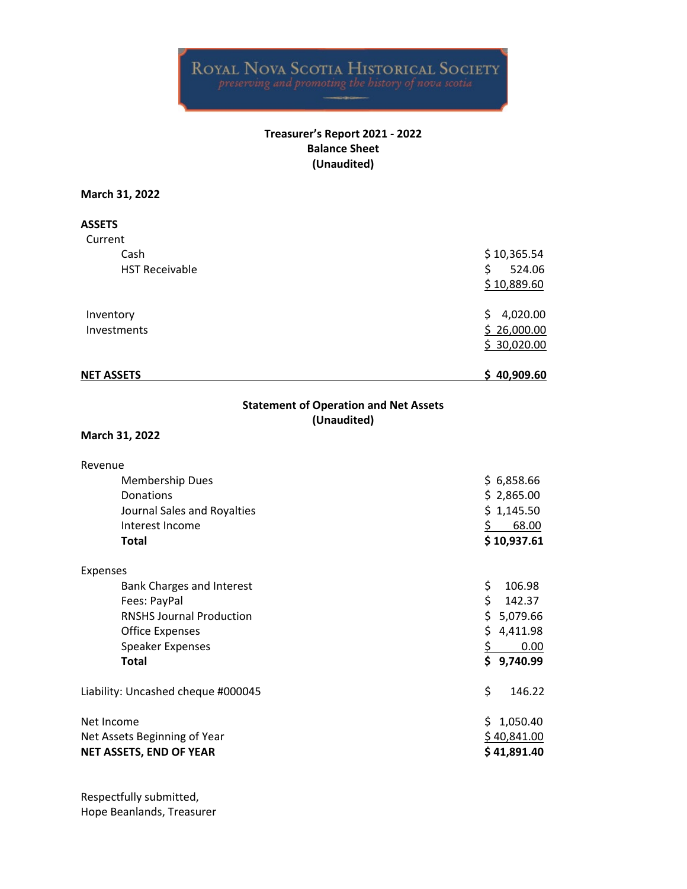ROYAL NOVA SCOTIA HISTORICAL SOCIETY

*preserving and promoting the history of nova scotia*

**Treasurer's Report 2021 - 2022**
**Balance Sheet**
**(Unaudited)**

**March 31, 2022**

| | |
|---|---|
| **ASSETS** | |
| Current | |
| Cash | $ 10,365.54 |
| HST Receivable | $ 524.06 |
| | $ 10,889.60 |
| Inventory | $ 4,020.00 |
| Investments | $ 26,000.00 |
| | $ 30,020.00 |
| **NET ASSETS** | **$ 40,909.60** |

**Statement of Operation and Net Assets**
**(Unaudited)**

**March 31, 2022**

| | |
|---|---|
| Revenue | |
| Membership Dues | $ 6,858.66 |
| Donations | $ 2,865.00 |
| Journal Sales and Royalties | $ 1,145.50 |
| Interest Income | $ 68.00 |
| **Total** | **$ 10,937.61** |
| Expenses | |
| Bank Charges and Interest | $ 106.98 |
| Fees: PayPal | $ 142.37 |
| RNSHS Journal Production | $ 5,079.66 |
| Office Expenses | $ 4,411.98 |
| Speaker Expenses | $ 0.00 |
| **Total** | **$ 9,740.99** |
| Liability: Uncashed cheque #000045 | $ 146.22 |
| Net Income | $ 1,050.40 |
| Net Assets Beginning of Year | $ 40,841.00 |
| **NET ASSETS, END OF YEAR** | **$ 41,891.40** |

Respectfully submitted,
Hope Beanlands, Treasurer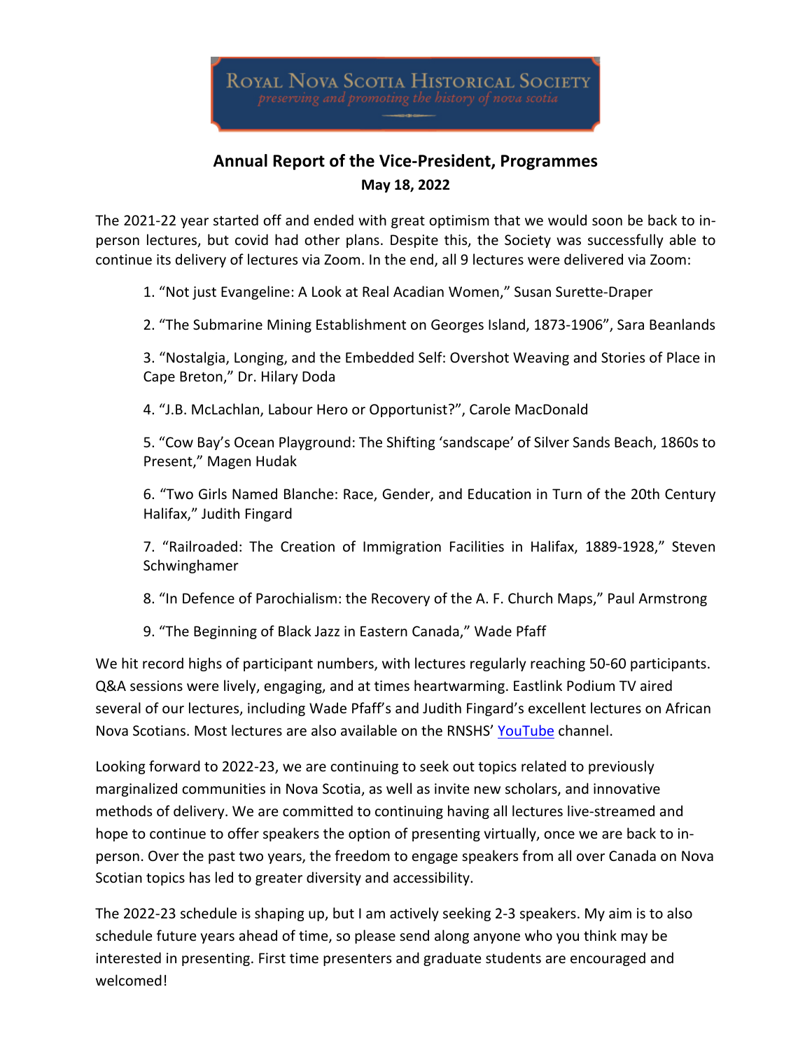ROYAL NOVA SCOTIA HISTORICAL SOCIETY

*preserving and promoting the history of nova scotia*

## Annual Report of the Vice-President, Programmes

**May 18, 2022**

The 2021-22 year started off and ended with great optimism that we would soon be back to in-person lectures, but covid had other plans. Despite this, the Society was successfully able to continue its delivery of lectures via Zoom. In the end, all 9 lectures were delivered via Zoom:

1. "Not just Evangeline: A Look at Real Acadian Women," Susan Surette-Draper
2. "The Submarine Mining Establishment on Georges Island, 1873-1906", Sara Beanlands
3. "Nostalgia, Longing, and the Embedded Self: Overshot Weaving and Stories of Place in Cape Breton," Dr. Hilary Doda
4. "J.B. McLachlan, Labour Hero or Opportunist?", Carole MacDonald
5. "Cow Bay's Ocean Playground: The Shifting 'sandscape' of Silver Sands Beach, 1860s to Present," Magen Hudak
6. "Two Girls Named Blanche: Race, Gender, and Education in Turn of the 20th Century Halifax," Judith Fingard
7. "Railroaded: The Creation of Immigration Facilities in Halifax, 1889-1928," Steven Schwinghamer
8. "In Defence of Parochialism: the Recovery of the A. F. Church Maps," Paul Armstrong
9. "The Beginning of Black Jazz in Eastern Canada," Wade Pfaff

We hit record highs of participant numbers, with lectures regularly reaching 50-60 participants. Q&A sessions were lively, engaging, and at times heartwarming. Eastlink Podium TV aired several of our lectures, including Wade Pfaff's and Judith Fingard's excellent lectures on African Nova Scotians. Most lectures are also available on the RNSHS' YouTube channel.

Looking forward to 2022-23, we are continuing to seek out topics related to previously marginalized communities in Nova Scotia, as well as invite new scholars, and innovative methods of delivery. We are committed to continuing having all lectures live-streamed and hope to continue to offer speakers the option of presenting virtually, once we are back to in-person. Over the past two years, the freedom to engage speakers from all over Canada on Nova Scotian topics has led to greater diversity and accessibility.

The 2022-23 schedule is shaping up, but I am actively seeking 2-3 speakers. My aim is to also schedule future years ahead of time, so please send along anyone who you think may be interested in presenting. First time presenters and graduate students are encouraged and welcomed!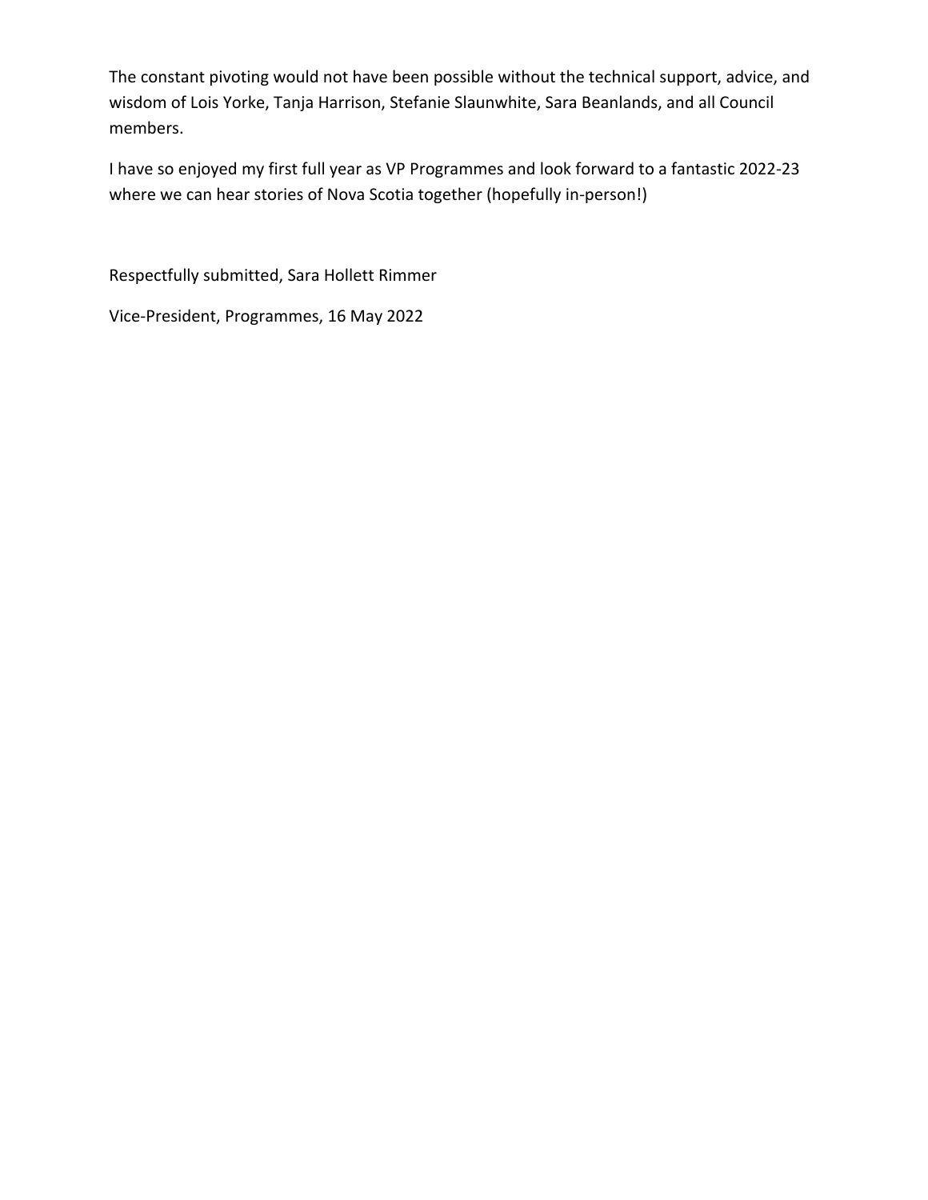The constant pivoting would not have been possible without the technical support, advice, and wisdom of Lois Yorke, Tanja Harrison, Stefanie Slaunwhite, Sara Beanlands, and all Council members.

I have so enjoyed my first full year as VP Programmes and look forward to a fantastic 2022-23 where we can hear stories of Nova Scotia together (hopefully in-person!)

Respectfully submitted, Sara Hollett Rimmer

Vice-President, Programmes, 16 May 2022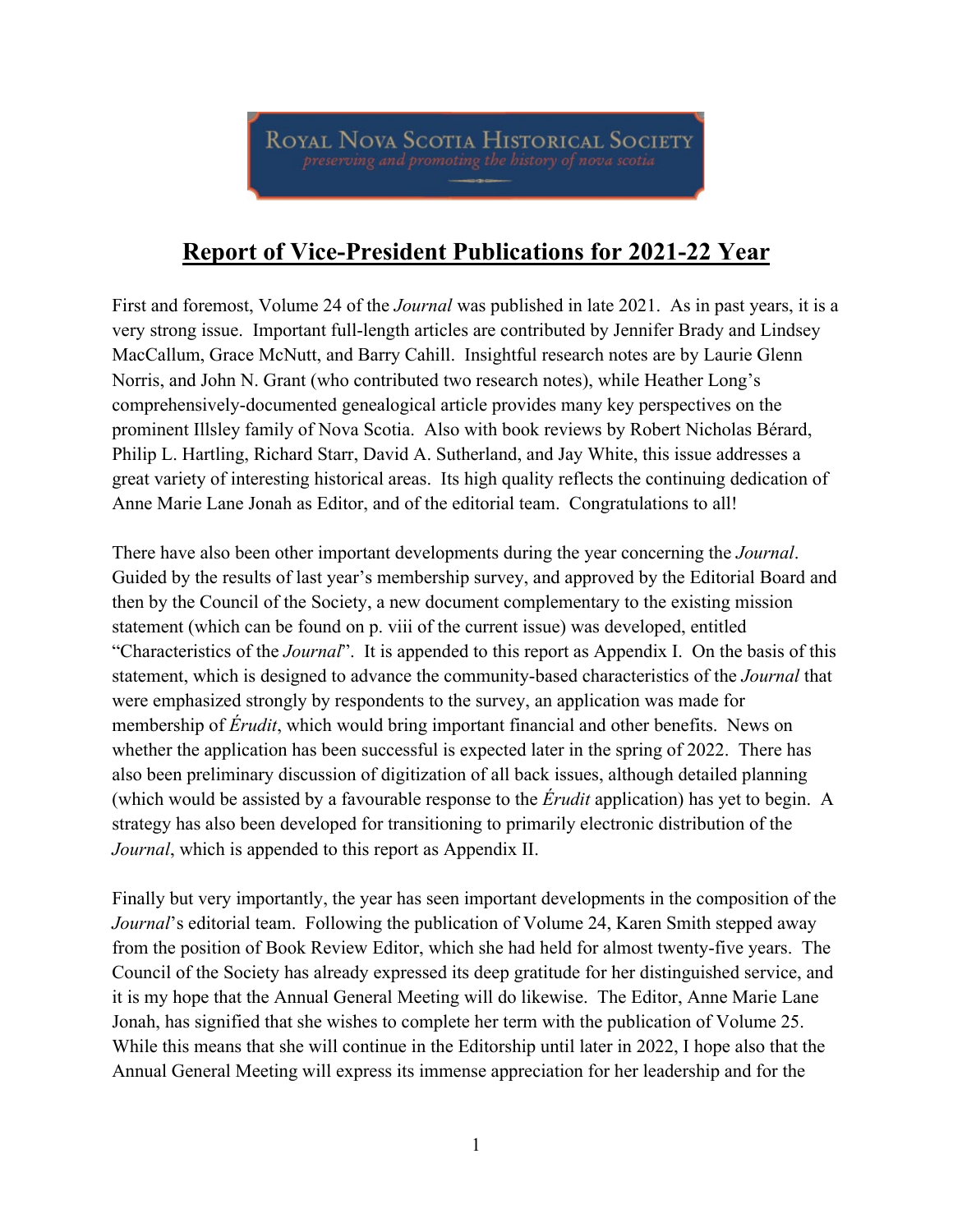ROYAL NOVA SCOTIA HISTORICAL SOCIETY

*preserving and promoting the history of nova scotia*

# Report of Vice-President Publications for 2021-22 Year

First and foremost, Volume 24 of the *Journal* was published in late 2021. As in past years, it is a very strong issue. Important full-length articles are contributed by Jennifer Brady and Lindsey MacCallum, Grace McNutt, and Barry Cahill. Insightful research notes are by Laurie Glenn Norris, and John N. Grant (who contributed two research notes), while Heather Long's comprehensively-documented genealogical article provides many key perspectives on the prominent Illsley family of Nova Scotia. Also with book reviews by Robert Nicholas Bérard, Philip L. Hartling, Richard Starr, David A. Sutherland, and Jay White, this issue addresses a great variety of interesting historical areas. Its high quality reflects the continuing dedication of Anne Marie Lane Jonah as Editor, and of the editorial team. Congratulations to all!

There have also been other important developments during the year concerning the *Journal*. Guided by the results of last year's membership survey, and approved by the Editorial Board and then by the Council of the Society, a new document complementary to the existing mission statement (which can be found on p. viii of the current issue) was developed, entitled "Characteristics of the *Journal*". It is appended to this report as Appendix I. On the basis of this statement, which is designed to advance the community-based characteristics of the *Journal* that were emphasized strongly by respondents to the survey, an application was made for membership of *Érudit*, which would bring important financial and other benefits. News on whether the application has been successful is expected later in the spring of 2022. There has also been preliminary discussion of digitization of all back issues, although detailed planning (which would be assisted by a favourable response to the *Érudit* application) has yet to begin. A strategy has also been developed for transitioning to primarily electronic distribution of the *Journal*, which is appended to this report as Appendix II.

Finally but very importantly, the year has seen important developments in the composition of the *Journal*'s editorial team. Following the publication of Volume 24, Karen Smith stepped away from the position of Book Review Editor, which she had held for almost twenty-five years. The Council of the Society has already expressed its deep gratitude for her distinguished service, and it is my hope that the Annual General Meeting will do likewise. The Editor, Anne Marie Lane Jonah, has signified that she wishes to complete her term with the publication of Volume 25. While this means that she will continue in the Editorship until later in 2022, I hope also that the Annual General Meeting will express its immense appreciation for her leadership and for the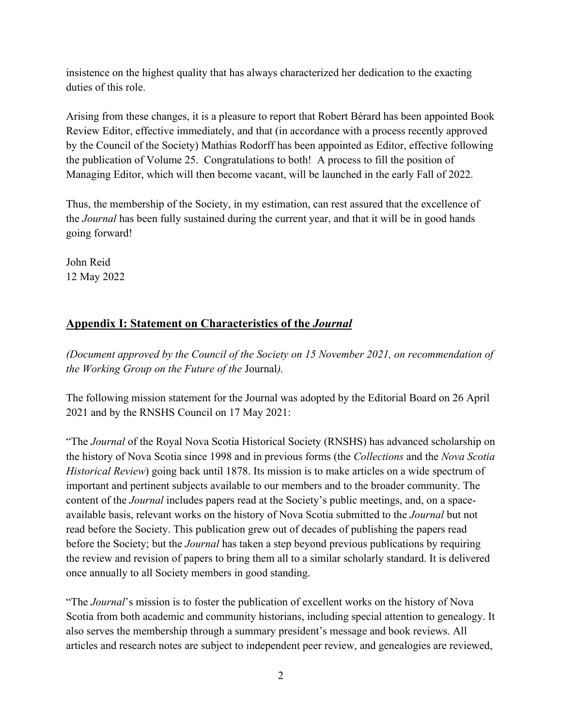insistence on the highest quality that has always characterized her dedication to the exacting duties of this role.

Arising from these changes, it is a pleasure to report that Robert Bérard has been appointed Book Review Editor, effective immediately, and that (in accordance with a process recently approved by the Council of the Society) Mathias Rodorff has been appointed as Editor, effective following the publication of Volume 25. Congratulations to both! A process to fill the position of Managing Editor, which will then become vacant, will be launched in the early Fall of 2022.

Thus, the membership of the Society, in my estimation, can rest assured that the excellence of the *Journal* has been fully sustained during the current year, and that it will be in good hands going forward!

John Reid
12 May 2022

## Appendix I: Statement on Characteristics of the *Journal*

*(Document approved by the Council of the Society on 15 November 2021, on recommendation of the Working Group on the Future of the* Journal*).*

The following mission statement for the Journal was adopted by the Editorial Board on 26 April 2021 and by the RNSHS Council on 17 May 2021:

"The *Journal* of the Royal Nova Scotia Historical Society (RNSHS) has advanced scholarship on the history of Nova Scotia since 1998 and in previous forms (the *Collections* and the *Nova Scotia Historical Review*) going back until 1878. Its mission is to make articles on a wide spectrum of important and pertinent subjects available to our members and to the broader community. The content of the *Journal* includes papers read at the Society's public meetings, and, on a space-available basis, relevant works on the history of Nova Scotia submitted to the *Journal* but not read before the Society. This publication grew out of decades of publishing the papers read before the Society; but the *Journal* has taken a step beyond previous publications by requiring the review and revision of papers to bring them all to a similar scholarly standard. It is delivered once annually to all Society members in good standing.

"The *Journal*'s mission is to foster the publication of excellent works on the history of Nova Scotia from both academic and community historians, including special attention to genealogy. It also serves the membership through a summary president's message and book reviews. All articles and research notes are subject to independent peer review, and genealogies are reviewed,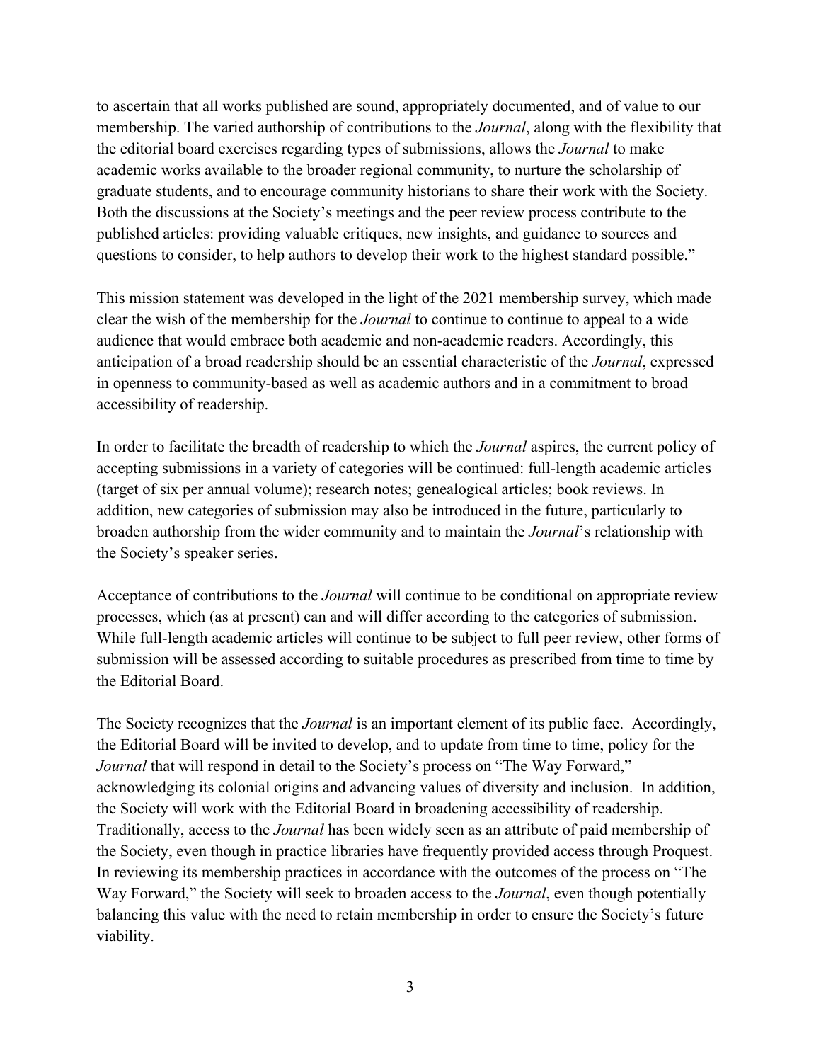to ascertain that all works published are sound, appropriately documented, and of value to our membership. The varied authorship of contributions to the *Journal*, along with the flexibility that the editorial board exercises regarding types of submissions, allows the *Journal* to make academic works available to the broader regional community, to nurture the scholarship of graduate students, and to encourage community historians to share their work with the Society. Both the discussions at the Society's meetings and the peer review process contribute to the published articles: providing valuable critiques, new insights, and guidance to sources and questions to consider, to help authors to develop their work to the highest standard possible."

This mission statement was developed in the light of the 2021 membership survey, which made clear the wish of the membership for the *Journal* to continue to continue to appeal to a wide audience that would embrace both academic and non-academic readers. Accordingly, this anticipation of a broad readership should be an essential characteristic of the *Journal*, expressed in openness to community-based as well as academic authors and in a commitment to broad accessibility of readership.

In order to facilitate the breadth of readership to which the *Journal* aspires, the current policy of accepting submissions in a variety of categories will be continued: full-length academic articles (target of six per annual volume); research notes; genealogical articles; book reviews. In addition, new categories of submission may also be introduced in the future, particularly to broaden authorship from the wider community and to maintain the *Journal*'s relationship with the Society's speaker series.

Acceptance of contributions to the *Journal* will continue to be conditional on appropriate review processes, which (as at present) can and will differ according to the categories of submission. While full-length academic articles will continue to be subject to full peer review, other forms of submission will be assessed according to suitable procedures as prescribed from time to time by the Editorial Board.

The Society recognizes that the *Journal* is an important element of its public face. Accordingly, the Editorial Board will be invited to develop, and to update from time to time, policy for the *Journal* that will respond in detail to the Society's process on "The Way Forward," acknowledging its colonial origins and advancing values of diversity and inclusion. In addition, the Society will work with the Editorial Board in broadening accessibility of readership. Traditionally, access to the *Journal* has been widely seen as an attribute of paid membership of the Society, even though in practice libraries have frequently provided access through Proquest. In reviewing its membership practices in accordance with the outcomes of the process on "The Way Forward," the Society will seek to broaden access to the *Journal*, even though potentially balancing this value with the need to retain membership in order to ensure the Society's future viability.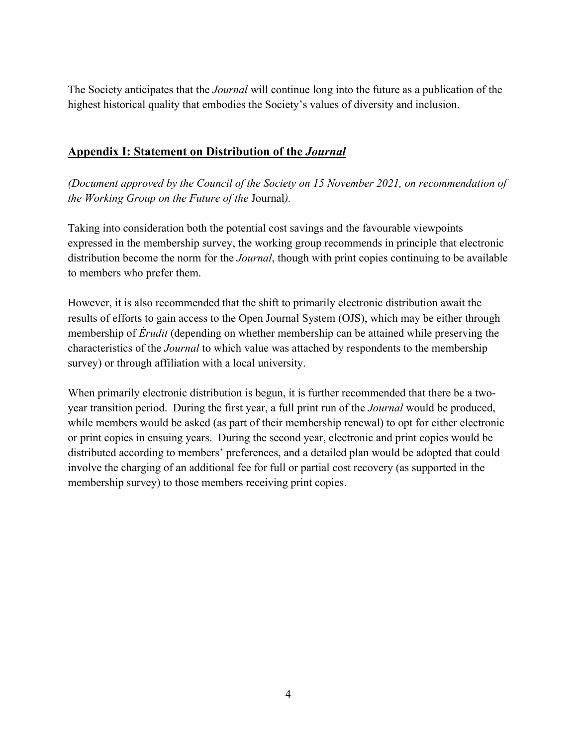The Society anticipates that the *Journal* will continue long into the future as a publication of the highest historical quality that embodies the Society's values of diversity and inclusion.

## **Appendix I: Statement on Distribution of the *Journal***

*(Document approved by the Council of the Society on 15 November 2021, on recommendation of the Working Group on the Future of the* Journal*).*

Taking into consideration both the potential cost savings and the favourable viewpoints expressed in the membership survey, the working group recommends in principle that electronic distribution become the norm for the *Journal*, though with print copies continuing to be available to members who prefer them.

However, it is also recommended that the shift to primarily electronic distribution await the results of efforts to gain access to the Open Journal System (OJS), which may be either through membership of *Érudit* (depending on whether membership can be attained while preserving the characteristics of the *Journal* to which value was attached by respondents to the membership survey) or through affiliation with a local university.

When primarily electronic distribution is begun, it is further recommended that there be a two-year transition period. During the first year, a full print run of the *Journal* would be produced, while members would be asked (as part of their membership renewal) to opt for either electronic or print copies in ensuing years. During the second year, electronic and print copies would be distributed according to members' preferences, and a detailed plan would be adopted that could involve the charging of an additional fee for full or partial cost recovery (as supported in the membership survey) to those members receiving print copies.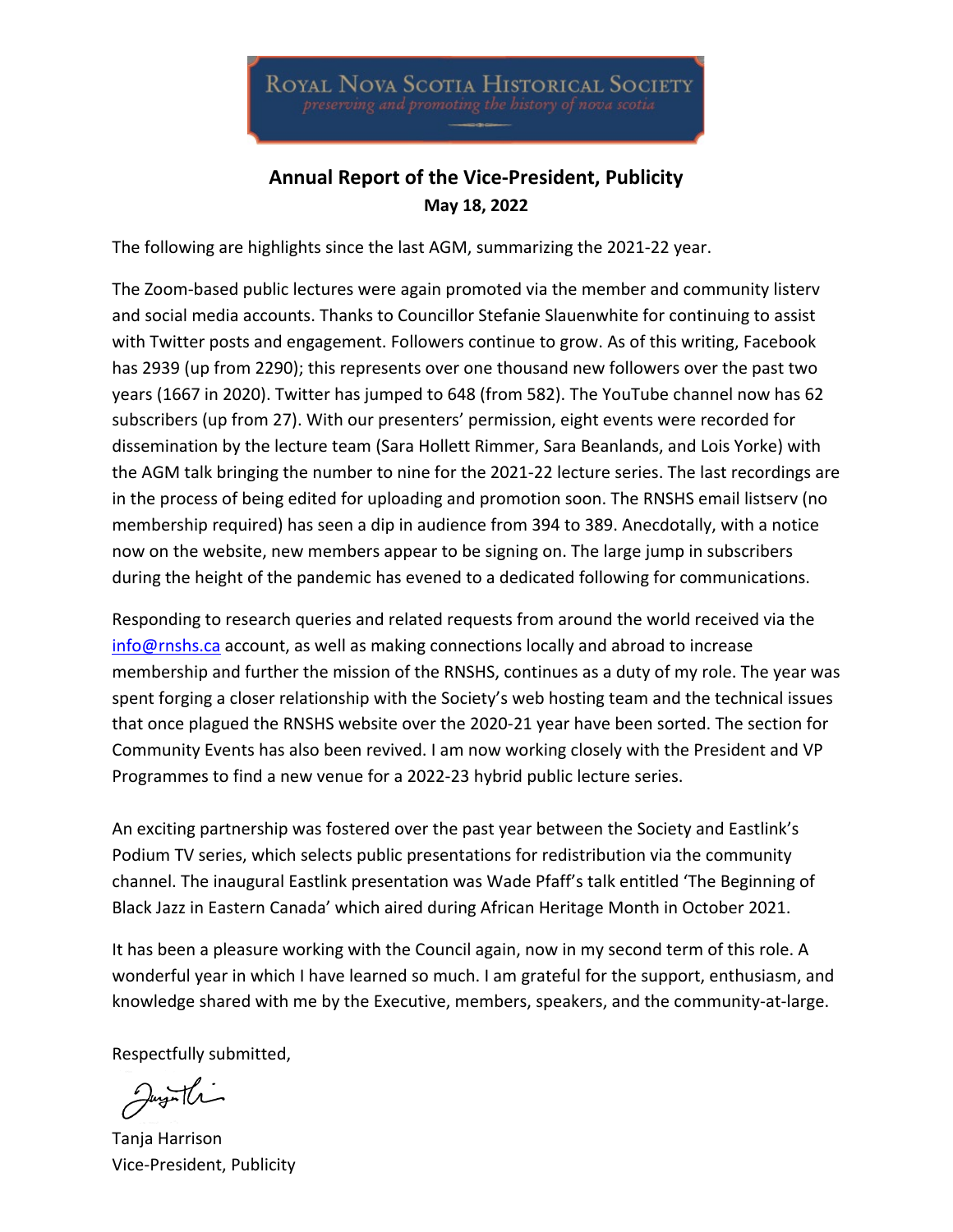ROYAL NOVA SCOTIA HISTORICAL SOCIETY
*preserving and promoting the history of nova scotia*

## Annual Report of the Vice-President, Publicity

**May 18, 2022**

The following are highlights since the last AGM, summarizing the 2021-22 year.

The Zoom-based public lectures were again promoted via the member and community listerv and social media accounts. Thanks to Councillor Stefanie Slauenwhite for continuing to assist with Twitter posts and engagement. Followers continue to grow. As of this writing, Facebook has 2939 (up from 2290); this represents over one thousand new followers over the past two years (1667 in 2020). Twitter has jumped to 648 (from 582). The YouTube channel now has 62 subscribers (up from 27). With our presenters' permission, eight events were recorded for dissemination by the lecture team (Sara Hollett Rimmer, Sara Beanlands, and Lois Yorke) with the AGM talk bringing the number to nine for the 2021-22 lecture series. The last recordings are in the process of being edited for uploading and promotion soon. The RNSHS email listserv (no membership required) has seen a dip in audience from 394 to 389. Anecdotally, with a notice now on the website, new members appear to be signing on. The large jump in subscribers during the height of the pandemic has evened to a dedicated following for communications.

Responding to research queries and related requests from around the world received via the info@rnshs.ca account, as well as making connections locally and abroad to increase membership and further the mission of the RNSHS, continues as a duty of my role. The year was spent forging a closer relationship with the Society's web hosting team and the technical issues that once plagued the RNSHS website over the 2020-21 year have been sorted. The section for Community Events has also been revived. I am now working closely with the President and VP Programmes to find a new venue for a 2022-23 hybrid public lecture series.

An exciting partnership was fostered over the past year between the Society and Eastlink's Podium TV series, which selects public presentations for redistribution via the community channel. The inaugural Eastlink presentation was Wade Pfaff's talk entitled 'The Beginning of Black Jazz in Eastern Canada' which aired during African Heritage Month in October 2021.

It has been a pleasure working with the Council again, now in my second term of this role. A wonderful year in which I have learned so much. I am grateful for the support, enthusiasm, and knowledge shared with me by the Executive, members, speakers, and the community-at-large.

Respectfully submitted,

Tanja Harrison
Vice-President, Publicity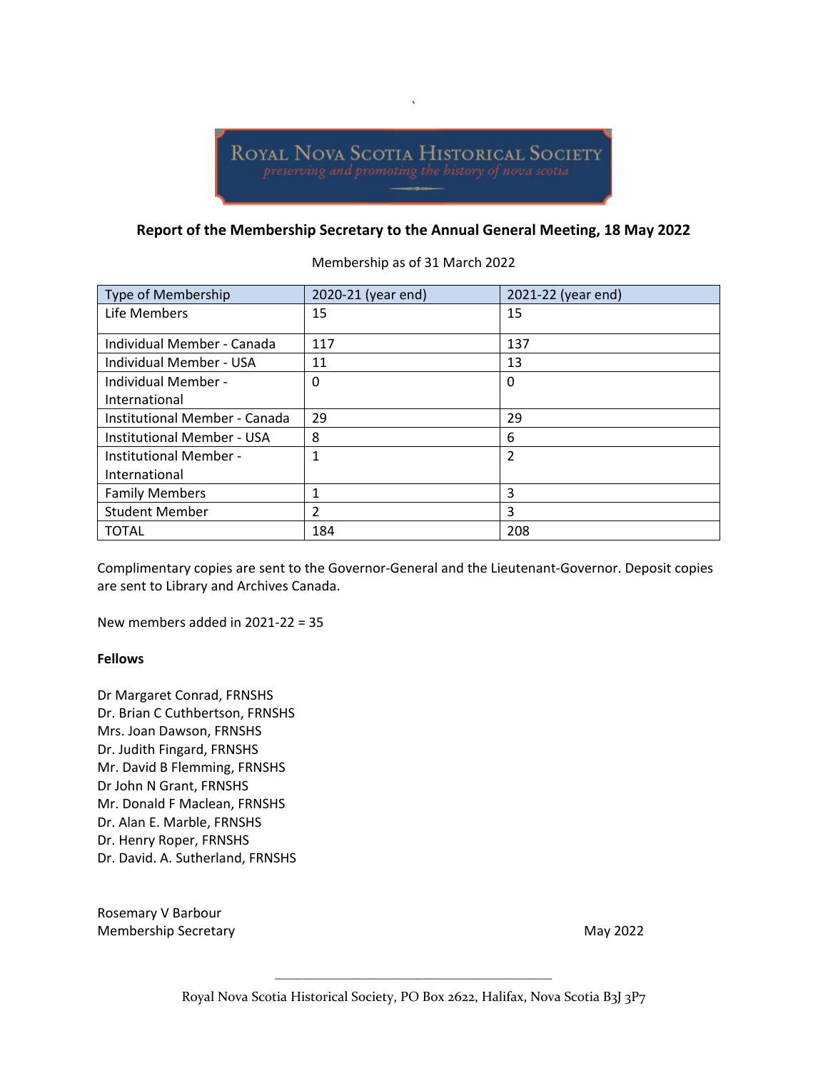ROYAL NOVA SCOTIA HISTORICAL SOCIETY

*preserving and promoting the history of nova scotia*

## Report of the Membership Secretary to the Annual General Meeting, 18 May 2022

Membership as of 31 March 2022

| Type of Membership | 2020-21 (year end) | 2021-22 (year end) |
|---|---|---|
| Life Members | 15 | 15 |
| Individual Member - Canada | 117 | 137 |
| Individual Member - USA | 11 | 13 |
| Individual Member - International | 0 | 0 |
| Institutional Member - Canada | 29 | 29 |
| Institutional Member - USA | 8 | 6 |
| Institutional Member - International | 1 | 2 |
| Family Members | 1 | 3 |
| Student Member | 2 | 3 |
| TOTAL | 184 | 208 |

Complimentary copies are sent to the Governor-General and the Lieutenant-Governor. Deposit copies are sent to Library and Archives Canada.

New members added in 2021-22 = 35

**Fellows**

Dr Margaret Conrad, FRNSHS
Dr. Brian C Cuthbertson, FRNSHS
Mrs. Joan Dawson, FRNSHS
Dr. Judith Fingard, FRNSHS
Mr. David B Flemming, FRNSHS
Dr John N Grant, FRNSHS
Mr. Donald F Maclean, FRNSHS
Dr. Alan E. Marble, FRNSHS
Dr. Henry Roper, FRNSHS
Dr. David. A. Sutherland, FRNSHS

Rosemary V Barbour
Membership Secretary

May 2022

Royal Nova Scotia Historical Society, PO Box 2622, Halifax, Nova Scotia B3J 3P7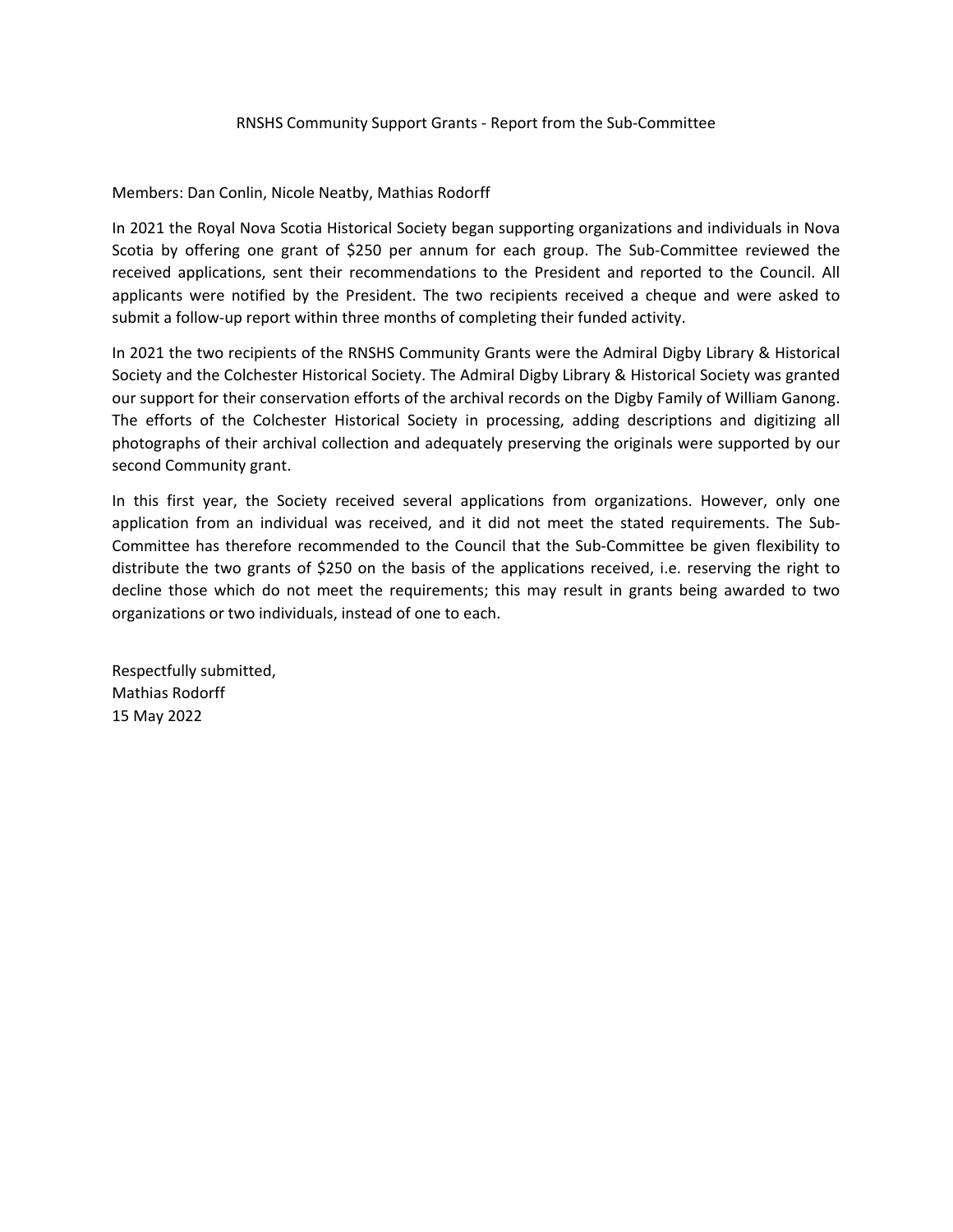# RNSHS Community Support Grants - Report from the Sub-Committee

Members: Dan Conlin, Nicole Neatby, Mathias Rodorff

In 2021 the Royal Nova Scotia Historical Society began supporting organizations and individuals in Nova Scotia by offering one grant of $250 per annum for each group. The Sub-Committee reviewed the received applications, sent their recommendations to the President and reported to the Council. All applicants were notified by the President. The two recipients received a cheque and were asked to submit a follow-up report within three months of completing their funded activity.

In 2021 the two recipients of the RNSHS Community Grants were the Admiral Digby Library & Historical Society and the Colchester Historical Society. The Admiral Digby Library & Historical Society was granted our support for their conservation efforts of the archival records on the Digby Family of William Ganong. The efforts of the Colchester Historical Society in processing, adding descriptions and digitizing all photographs of their archival collection and adequately preserving the originals were supported by our second Community grant.

In this first year, the Society received several applications from organizations. However, only one application from an individual was received, and it did not meet the stated requirements. The Sub-Committee has therefore recommended to the Council that the Sub-Committee be given flexibility to distribute the two grants of $250 on the basis of the applications received, i.e. reserving the right to decline those which do not meet the requirements; this may result in grants being awarded to two organizations or two individuals, instead of one to each.

Respectfully submitted,  
Mathias Rodorff  
15 May 2022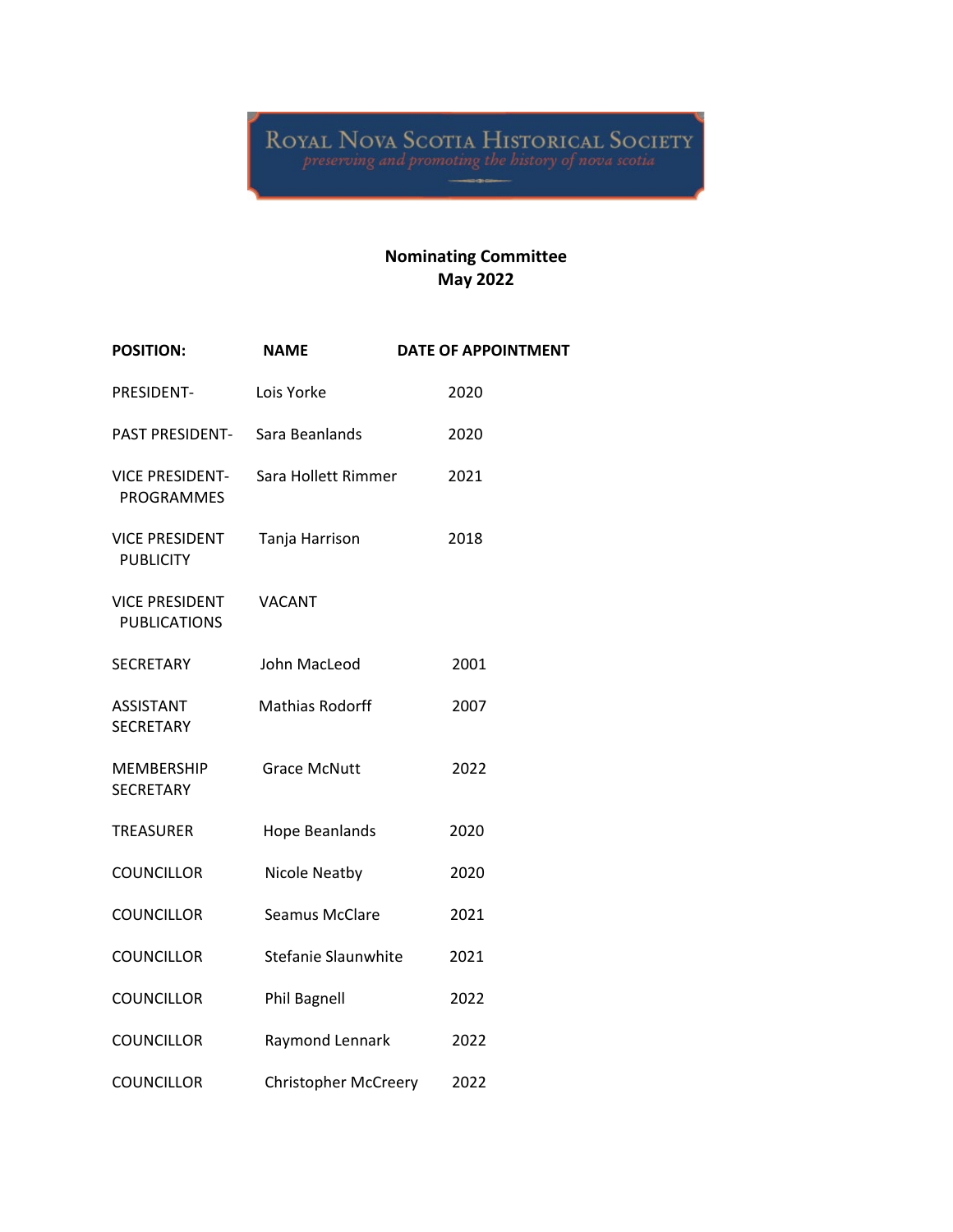ROYAL NOVA SCOTIA HISTORICAL SOCIETY

*preserving and promoting the history of nova scotia*

**Nominating Committee**
**May 2022**

| POSITION: | NAME | DATE OF APPOINTMENT |
|---|---|---|
| PRESIDENT- | Lois Yorke | 2020 |
| PAST PRESIDENT- | Sara Beanlands | 2020 |
| VICE PRESIDENT- PROGRAMMES | Sara Hollett Rimmer | 2021 |
| VICE PRESIDENT PUBLICITY | Tanja Harrison | 2018 |
| VICE PRESIDENT PUBLICATIONS | VACANT | |
| SECRETARY | John MacLeod | 2001 |
| ASSISTANT SECRETARY | Mathias Rodorff | 2007 |
| MEMBERSHIP SECRETARY | Grace McNutt | 2022 |
| TREASURER | Hope Beanlands | 2020 |
| COUNCILLOR | Nicole Neatby | 2020 |
| COUNCILLOR | Seamus McClare | 2021 |
| COUNCILLOR | Stefanie Slaunwhite | 2021 |
| COUNCILLOR | Phil Bagnell | 2022 |
| COUNCILLOR | Raymond Lennark | 2022 |
| COUNCILLOR | Christopher McCreery | 2022 |